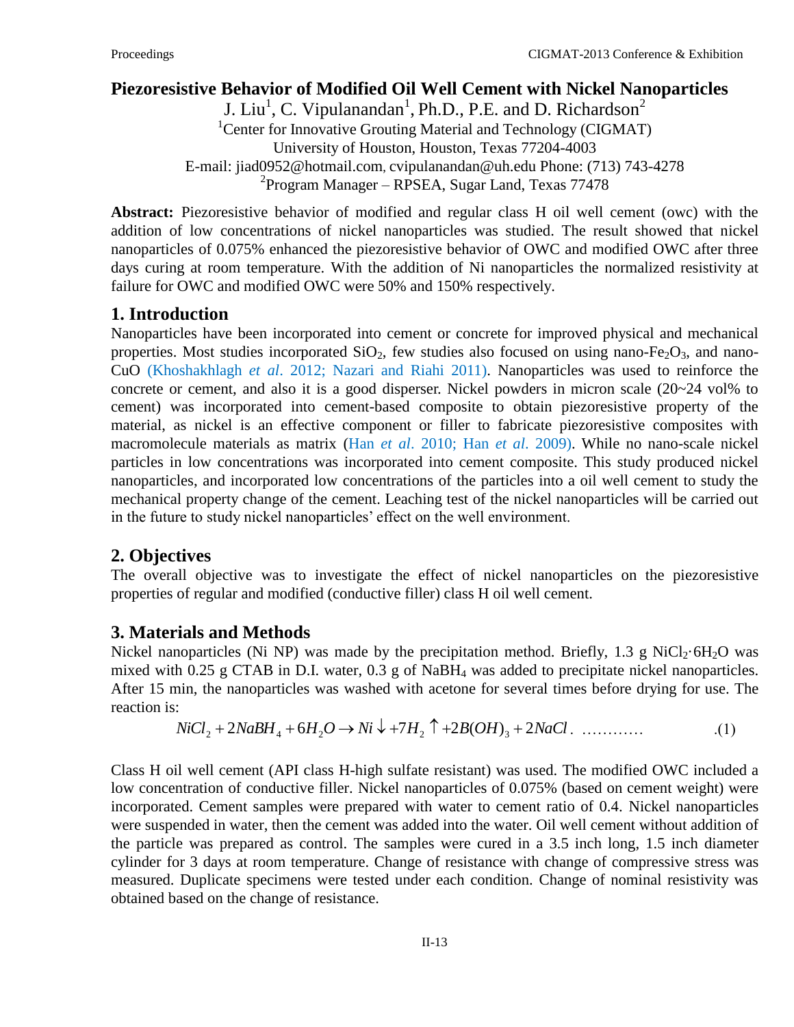# Piezoresistive Behavior of Modified Oil Well Cement with Nickel Nanoparticles

J. Liu[1], C. Vipulanandan[1], Ph.D., P.E. and D. Richardson[2]

[1]Center for Innovative Grouting Material and Technology (CIGMAT)
University of Houston, Houston, Texas 77204-4003
E-mail: jiad0952@hotmail.com, cvipulanandan@uh.edu Phone: (713) 743-4278
[2]Program Manager – RPSEA, Sugar Land, Texas 77478

**Abstract:** Piezoresistive behavior of modified and regular class H oil well cement (owc) with the addition of low concentrations of nickel nanoparticles was studied. The result showed that nickel nanoparticles of 0.075% enhanced the piezoresistive behavior of OWC and modified OWC after three days curing at room temperature. With the addition of Ni nanoparticles the normalized resistivity at failure for OWC and modified OWC were 50% and 150% respectively.

## 1. Introduction

Nanoparticles have been incorporated into cement or concrete for improved physical and mechanical properties. Most studies incorporated $SiO_2$, few studies also focused on using nano-$Fe_2O_3$, and nano-CuO (Khoshakhlagh *et al*. 2012; Nazari and Riahi 2011). Nanoparticles was used to reinforce the concrete or cement, and also it is a good disperser. Nickel powders in micron scale (20~24 vol% to cement) was incorporated into cement-based composite to obtain piezoresistive property of the material, as nickel is an effective component or filler to fabricate piezoresistive composites with macromolecule materials as matrix (Han *et al*. 2010; Han *et al*. 2009). While no nano-scale nickel particles in low concentrations was incorporated into cement composite. This study produced nickel nanoparticles, and incorporated low concentrations of the particles into a oil well cement to study the mechanical property change of the cement. Leaching test of the nickel nanoparticles will be carried out in the future to study nickel nanoparticles' effect on the well environment.

## 2. Objectives

The overall objective was to investigate the effect of nickel nanoparticles on the piezoresistive properties of regular and modified (conductive filler) class H oil well cement.

## 3. Materials and Methods

Nickel nanoparticles (Ni NP) was made by the precipitation method. Briefly, 1.3 g $NiCl_2 \cdot 6H_2O$ was mixed with 0.25 g CTAB in D.I. water, 0.3 g of $NaBH_4$ was added to precipitate nickel nanoparticles. After 15 min, the nanoparticles was washed with acetone for several times before drying for use. The reaction is:

$$NiCl_2 + 2NaBH_4 + 6H_2O \rightarrow Ni \downarrow + 7H_2 \uparrow + 2B(OH)_3 + 2NaCl \quad (1)$$

Class H oil well cement (API class H-high sulfate resistant) was used. The modified OWC included a low concentration of conductive filler. Nickel nanoparticles of 0.075% (based on cement weight) were incorporated. Cement samples were prepared with water to cement ratio of 0.4. Nickel nanoparticles were suspended in water, then the cement was added into the water. Oil well cement without addition of the particle was prepared as control. The samples were cured in a 3.5 inch long, 1.5 inch diameter cylinder for 3 days at room temperature. Change of resistance with change of compressive stress was measured. Duplicate specimens were tested under each condition. Change of nominal resistivity was obtained based on the change of resistance.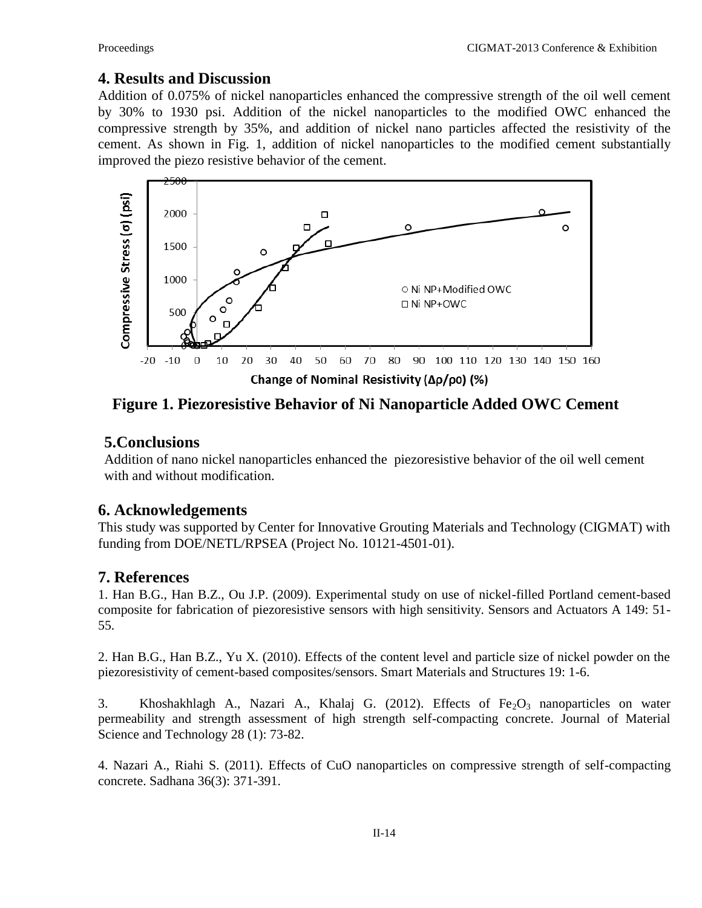## 4. Results and Discussion

Addition of 0.075% of nickel nanoparticles enhanced the compressive strength of the oil well cement by 30% to 1930 psi. Addition of the nickel nanoparticles to the modified OWC enhanced the compressive strength by 35%, and addition of nickel nano particles affected the resistivity of the cement. As shown in Fig. 1, addition of nickel nanoparticles to the modified cement substantially improved the piezo resistive behavior of the cement.

Compressive Stress (σ) (psi)

2500
2000
1500
1000
500
0

-20 -10 0 10 20 30 40 50 60 70 80 90 100 110 120 130 140 150 160

Change of Nominal Resistivity (Δρ/ρo) (%)

○ Ni NP+Modified OWC
□ Ni NP+OWC

**Figure 1. Piezoresistive Behavior of Ni Nanoparticle Added OWC Cement**

## 5.Conclusions

Addition of nano nickel nanoparticles enhanced the piezoresistive behavior of the oil well cement with and without modification.

## 6. Acknowledgements

This study was supported by Center for Innovative Grouting Materials and Technology (CIGMAT) with funding from DOE/NETL/RPSEA (Project No. 10121-4501-01).

## 7. References

1. Han B.G., Han B.Z., Ou J.P. (2009). Experimental study on use of nickel-filled Portland cement-based composite for fabrication of piezoresistive sensors with high sensitivity. Sensors and Actuators A 149: 51-55.

2. Han B.G., Han B.Z., Yu X. (2010). Effects of the content level and particle size of nickel powder on the piezoresistivity of cement-based composites/sensors. Smart Materials and Structures 19: 1-6.

3. Khoshakhlagh A., Nazari A., Khalaj G. (2012). Effects of $Fe_2O_3$ nanoparticles on water permeability and strength assessment of high strength self-compacting concrete. Journal of Material Science and Technology 28 (1): 73-82.

4. Nazari A., Riahi S. (2011). Effects of CuO nanoparticles on compressive strength of self-compacting concrete. Sadhana 36(3): 371-391.